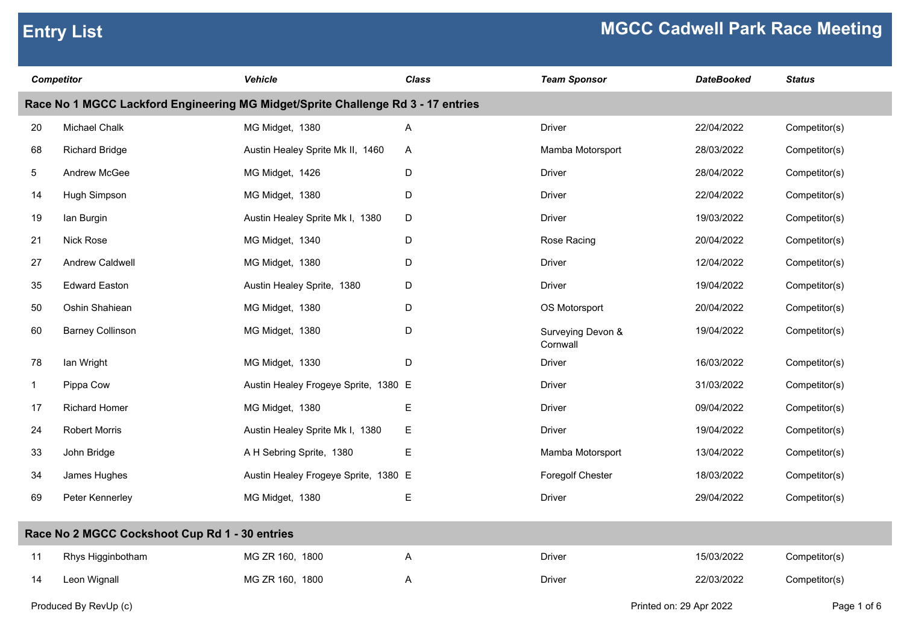# Entry List

# MGCC Cadwell Park Race Meeting

| Competitor | | Vehicle | Class | Team Sponsor | DateBooked | Status |
|---|---|---|---|---|---|---|
| **Race No 1 MGCC Lackford Engineering MG Midget/Sprite Challenge Rd 3 - 17 entries** | | | | | | |
| 20 | Michael Chalk | MG Midget, 1380 | A | Driver | 22/04/2022 | Competitor(s) |
| 68 | Richard Bridge | Austin Healey Sprite Mk II, 1460 | A | Mamba Motorsport | 28/03/2022 | Competitor(s) |
| 5 | Andrew McGee | MG Midget, 1426 | D | Driver | 28/04/2022 | Competitor(s) |
| 14 | Hugh Simpson | MG Midget, 1380 | D | Driver | 22/04/2022 | Competitor(s) |
| 19 | Ian Burgin | Austin Healey Sprite Mk I, 1380 | D | Driver | 19/03/2022 | Competitor(s) |
| 21 | Nick Rose | MG Midget, 1340 | D | Rose Racing | 20/04/2022 | Competitor(s) |
| 27 | Andrew Caldwell | MG Midget, 1380 | D | Driver | 12/04/2022 | Competitor(s) |
| 35 | Edward Easton | Austin Healey Sprite, 1380 | D | Driver | 19/04/2022 | Competitor(s) |
| 50 | Oshin Shahiean | MG Midget, 1380 | D | OS Motorsport | 20/04/2022 | Competitor(s) |
| 60 | Barney Collinson | MG Midget, 1380 | D | Surveying Devon & Cornwall | 19/04/2022 | Competitor(s) |
| 78 | Ian Wright | MG Midget, 1330 | D | Driver | 16/03/2022 | Competitor(s) |
| 1 | Pippa Cow | Austin Healey Frogeye Sprite, 1380 | E | Driver | 31/03/2022 | Competitor(s) |
| 17 | Richard Homer | MG Midget, 1380 | E | Driver | 09/04/2022 | Competitor(s) |
| 24 | Robert Morris | Austin Healey Sprite Mk I, 1380 | E | Driver | 19/04/2022 | Competitor(s) |
| 33 | John Bridge | A H Sebring Sprite, 1380 | E | Mamba Motorsport | 13/04/2022 | Competitor(s) |
| 34 | James Hughes | Austin Healey Frogeye Sprite, 1380 | E | Foregolf Chester | 18/03/2022 | Competitor(s) |
| 69 | Peter Kennerley | MG Midget, 1380 | E | Driver | 29/04/2022 | Competitor(s) |
| **Race No 2 MGCC Cockshoot Cup Rd 1 - 30 entries** | | | | | | |
| 11 | Rhys Higginbotham | MG ZR 160, 1800 | A | Driver | 15/03/2022 | Competitor(s) |
| 14 | Leon Wignall | MG ZR 160, 1800 | A | Driver | 22/03/2022 | Competitor(s) |

Produced By RevUp (c) Printed on: 29 Apr 2022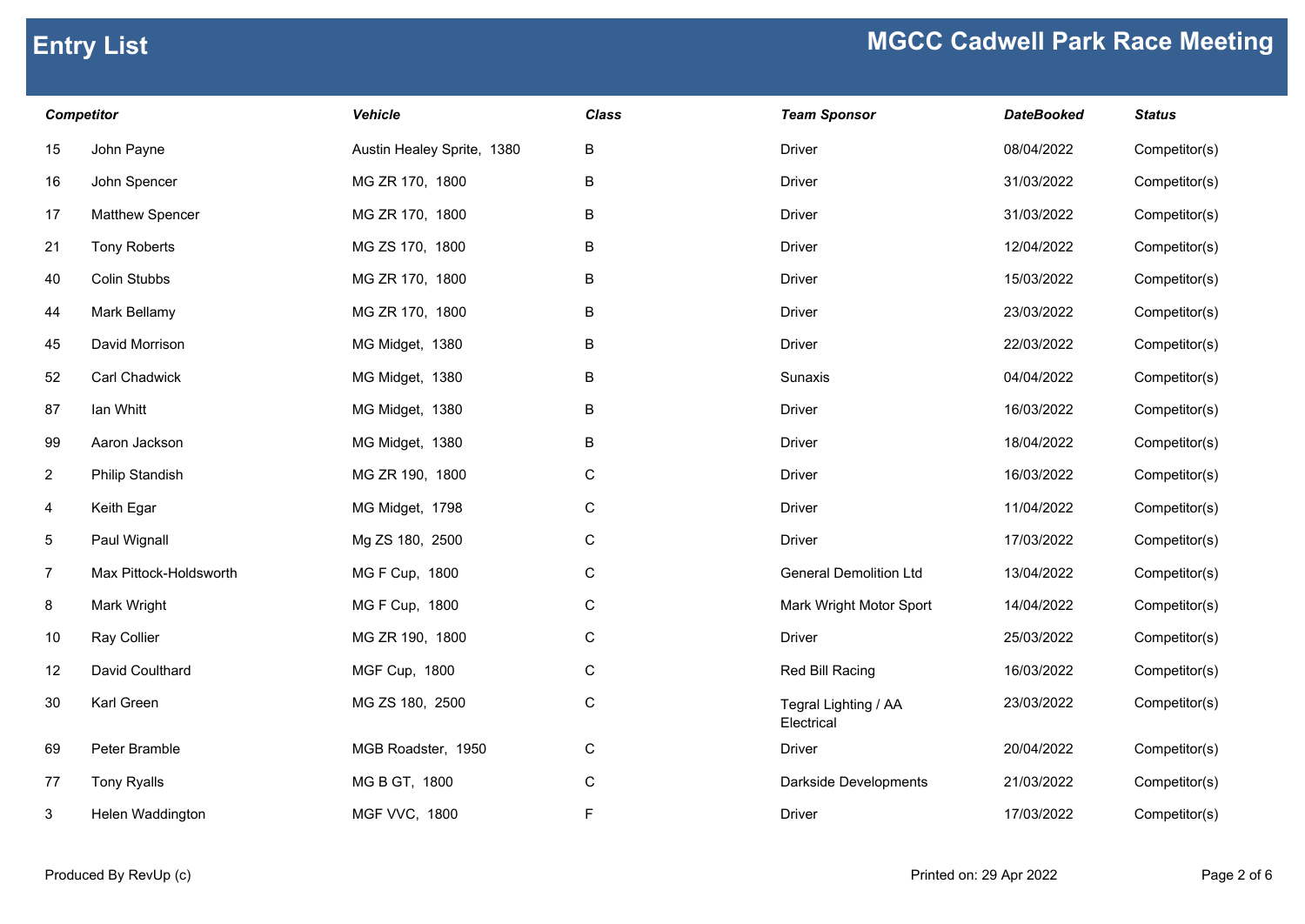# Entry List

## MGCC Cadwell Park Race Meeting

| Competitor | | Vehicle | Class | Team Sponsor | DateBooked | Status |
|---|---|---|---|---|---|---|
| 15 | John Payne | Austin Healey Sprite, 1380 | B | Driver | 08/04/2022 | Competitor(s) |
| 16 | John Spencer | MG ZR 170, 1800 | B | Driver | 31/03/2022 | Competitor(s) |
| 17 | Matthew Spencer | MG ZR 170, 1800 | B | Driver | 31/03/2022 | Competitor(s) |
| 21 | Tony Roberts | MG ZS 170, 1800 | B | Driver | 12/04/2022 | Competitor(s) |
| 40 | Colin Stubbs | MG ZR 170, 1800 | B | Driver | 15/03/2022 | Competitor(s) |
| 44 | Mark Bellamy | MG ZR 170, 1800 | B | Driver | 23/03/2022 | Competitor(s) |
| 45 | David Morrison | MG Midget, 1380 | B | Driver | 22/03/2022 | Competitor(s) |
| 52 | Carl Chadwick | MG Midget, 1380 | B | Sunaxis | 04/04/2022 | Competitor(s) |
| 87 | Ian Whitt | MG Midget, 1380 | B | Driver | 16/03/2022 | Competitor(s) |
| 99 | Aaron Jackson | MG Midget, 1380 | B | Driver | 18/04/2022 | Competitor(s) |
| 2 | Philip Standish | MG ZR 190, 1800 | C | Driver | 16/03/2022 | Competitor(s) |
| 4 | Keith Egar | MG Midget, 1798 | C | Driver | 11/04/2022 | Competitor(s) |
| 5 | Paul Wignall | Mg ZS 180, 2500 | C | Driver | 17/03/2022 | Competitor(s) |
| 7 | Max Pittock-Holdsworth | MG F Cup, 1800 | C | General Demolition Ltd | 13/04/2022 | Competitor(s) |
| 8 | Mark Wright | MG F Cup, 1800 | C | Mark Wright Motor Sport | 14/04/2022 | Competitor(s) |
| 10 | Ray Collier | MG ZR 190, 1800 | C | Driver | 25/03/2022 | Competitor(s) |
| 12 | David Coulthard | MGF Cup, 1800 | C | Red Bill Racing | 16/03/2022 | Competitor(s) |
| 30 | Karl Green | MG ZS 180, 2500 | C | Tegral Lighting / AA Electrical | 23/03/2022 | Competitor(s) |
| 69 | Peter Bramble | MGB Roadster, 1950 | C | Driver | 20/04/2022 | Competitor(s) |
| 77 | Tony Ryalls | MG B GT, 1800 | C | Darkside Developments | 21/03/2022 | Competitor(s) |
| 3 | Helen Waddington | MGF VVC, 1800 | F | Driver | 17/03/2022 | Competitor(s) |

Produced By RevUp (c)

Printed on: 29 Apr 2022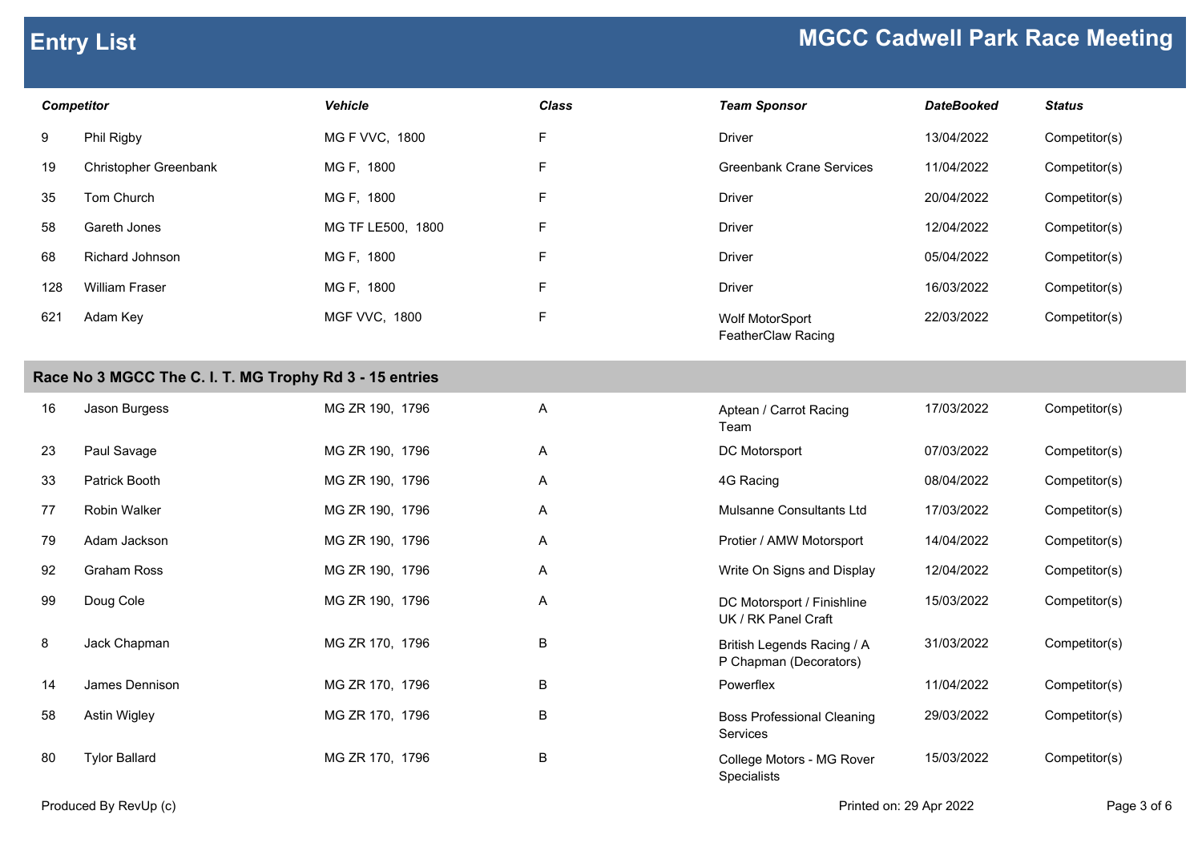# Entry List

## MGCC Cadwell Park Race Meeting

| Competitor | | Vehicle | Class | Team Sponsor | DateBooked | Status |
|---|---|---|---|---|---|---|
| 9 | Phil Rigby | MG F VVC, 1800 | F | Driver | 13/04/2022 | Competitor(s) |
| 19 | Christopher Greenbank | MG F, 1800 | F | Greenbank Crane Services | 11/04/2022 | Competitor(s) |
| 35 | Tom Church | MG F, 1800 | F | Driver | 20/04/2022 | Competitor(s) |
| 58 | Gareth Jones | MG TF LE500, 1800 | F | Driver | 12/04/2022 | Competitor(s) |
| 68 | Richard Johnson | MG F, 1800 | F | Driver | 05/04/2022 | Competitor(s) |
| 128 | William Fraser | MG F, 1800 | F | Driver | 16/03/2022 | Competitor(s) |
| 621 | Adam Key | MGF VVC, 1800 | F | Wolf MotorSport FeatherClaw Racing | 22/03/2022 | Competitor(s) |

### Race No 3 MGCC The C. I. T. MG Trophy Rd 3 - 15 entries

| Competitor | | Vehicle | Class | Team Sponsor | DateBooked | Status |
|---|---|---|---|---|---|---|
| 16 | Jason Burgess | MG ZR 190, 1796 | A | Aptean / Carrot Racing Team | 17/03/2022 | Competitor(s) |
| 23 | Paul Savage | MG ZR 190, 1796 | A | DC Motorsport | 07/03/2022 | Competitor(s) |
| 33 | Patrick Booth | MG ZR 190, 1796 | A | 4G Racing | 08/04/2022 | Competitor(s) |
| 77 | Robin Walker | MG ZR 190, 1796 | A | Mulsanne Consultants Ltd | 17/03/2022 | Competitor(s) |
| 79 | Adam Jackson | MG ZR 190, 1796 | A | Protier / AMW Motorsport | 14/04/2022 | Competitor(s) |
| 92 | Graham Ross | MG ZR 190, 1796 | A | Write On Signs and Display | 12/04/2022 | Competitor(s) |
| 99 | Doug Cole | MG ZR 190, 1796 | A | DC Motorsport / Finishline UK / RK Panel Craft | 15/03/2022 | Competitor(s) |
| 8 | Jack Chapman | MG ZR 170, 1796 | B | British Legends Racing / A P Chapman (Decorators) | 31/03/2022 | Competitor(s) |
| 14 | James Dennison | MG ZR 170, 1796 | B | Powerflex | 11/04/2022 | Competitor(s) |
| 58 | Astin Wigley | MG ZR 170, 1796 | B | Boss Professional Cleaning Services | 29/03/2022 | Competitor(s) |
| 80 | Tylor Ballard | MG ZR 170, 1796 | B | College Motors - MG Rover Specialists | 15/03/2022 | Competitor(s) |

Produced By RevUp (c) — Printed on: 29 Apr 2022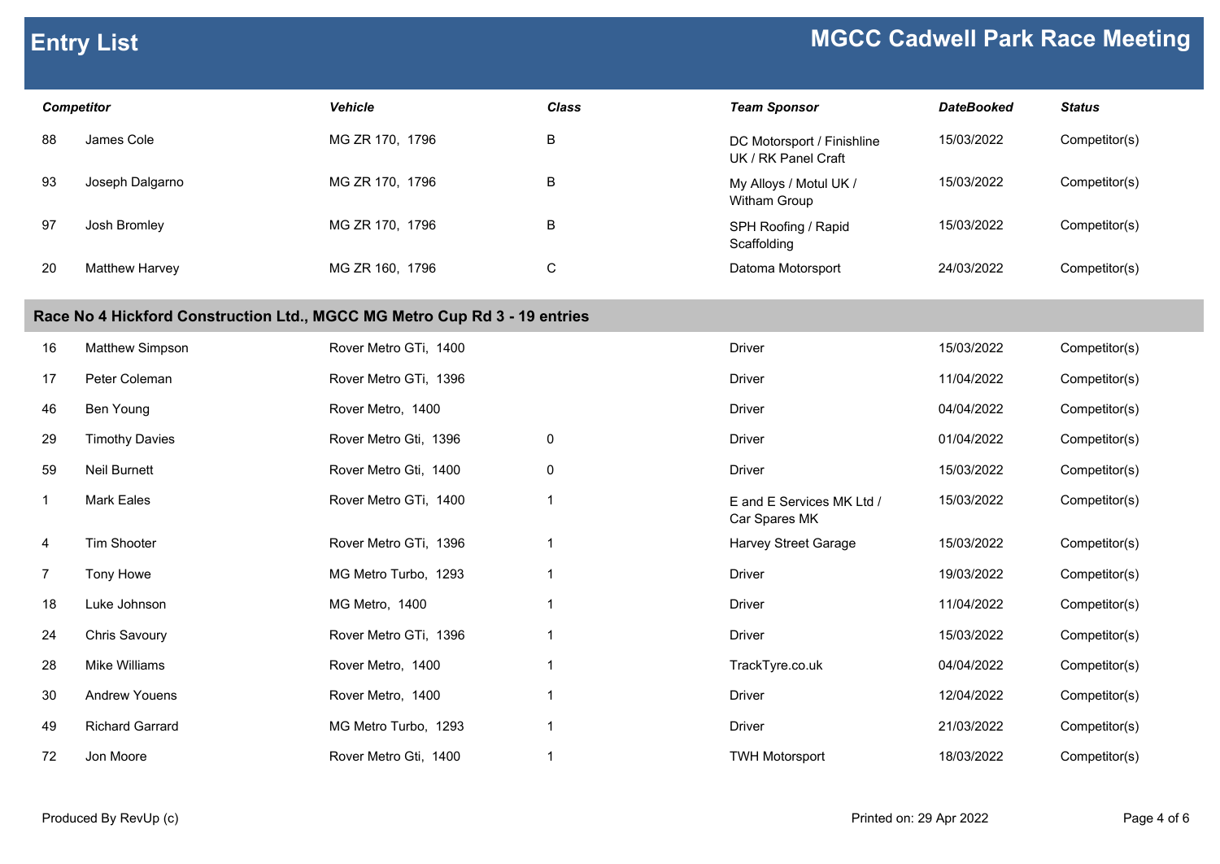# Entry List

## MGCC Cadwell Park Race Meeting

| Competitor | | Vehicle | Class | Team Sponsor | DateBooked | Status |
|---|---|---|---|---|---|---|
| 88 | James Cole | MG ZR 170, 1796 | B | DC Motorsport / Finishline UK / RK Panel Craft | 15/03/2022 | Competitor(s) |
| 93 | Joseph Dalgarno | MG ZR 170, 1796 | B | My Alloys / Motul UK / Witham Group | 15/03/2022 | Competitor(s) |
| 97 | Josh Bromley | MG ZR 170, 1796 | B | SPH Roofing / Rapid Scaffolding | 15/03/2022 | Competitor(s) |
| 20 | Matthew Harvey | MG ZR 160, 1796 | C | Datoma Motorsport | 24/03/2022 | Competitor(s) |

### Race No 4 Hickford Construction Ltd., MGCC MG Metro Cup Rd 3 - 19 entries

| Competitor | | Vehicle | Class | Team Sponsor | DateBooked | Status |
|---|---|---|---|---|---|---|
| 16 | Matthew Simpson | Rover Metro GTi, 1400 | | Driver | 15/03/2022 | Competitor(s) |
| 17 | Peter Coleman | Rover Metro GTi, 1396 | | Driver | 11/04/2022 | Competitor(s) |
| 46 | Ben Young | Rover Metro, 1400 | | Driver | 04/04/2022 | Competitor(s) |
| 29 | Timothy Davies | Rover Metro Gti, 1396 | 0 | Driver | 01/04/2022 | Competitor(s) |
| 59 | Neil Burnett | Rover Metro Gti, 1400 | 0 | Driver | 15/03/2022 | Competitor(s) |
| 1 | Mark Eales | Rover Metro GTi, 1400 | 1 | E and E Services MK Ltd / Car Spares MK | 15/03/2022 | Competitor(s) |
| 4 | Tim Shooter | Rover Metro GTi, 1396 | 1 | Harvey Street Garage | 15/03/2022 | Competitor(s) |
| 7 | Tony Howe | MG Metro Turbo, 1293 | 1 | Driver | 19/03/2022 | Competitor(s) |
| 18 | Luke Johnson | MG Metro, 1400 | 1 | Driver | 11/04/2022 | Competitor(s) |
| 24 | Chris Savoury | Rover Metro GTi, 1396 | 1 | Driver | 15/03/2022 | Competitor(s) |
| 28 | Mike Williams | Rover Metro, 1400 | 1 | TrackTyre.co.uk | 04/04/2022 | Competitor(s) |
| 30 | Andrew Youens | Rover Metro, 1400 | 1 | Driver | 12/04/2022 | Competitor(s) |
| 49 | Richard Garrard | MG Metro Turbo, 1293 | 1 | Driver | 21/03/2022 | Competitor(s) |
| 72 | Jon Moore | Rover Metro Gti, 1400 | 1 | TWH Motorsport | 18/03/2022 | Competitor(s) |

Produced By RevUp (c) Printed on: 29 Apr 2022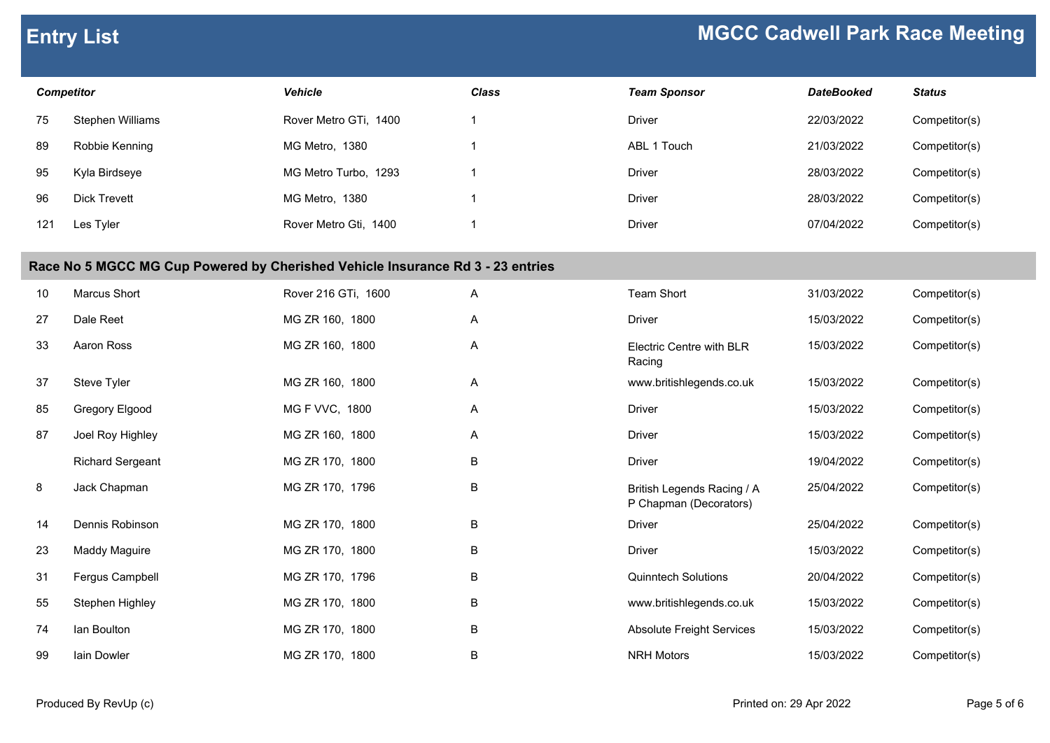# Entry List

## MGCC Cadwell Park Race Meeting

| Competitor | | Vehicle | Class | Team Sponsor | DateBooked | Status |
|---|---|---|---|---|---|---|
| 75 | Stephen Williams | Rover Metro GTi, 1400 | 1 | Driver | 22/03/2022 | Competitor(s) |
| 89 | Robbie Kenning | MG Metro, 1380 | 1 | ABL 1 Touch | 21/03/2022 | Competitor(s) |
| 95 | Kyla Birdseye | MG Metro Turbo, 1293 | 1 | Driver | 28/03/2022 | Competitor(s) |
| 96 | Dick Trevett | MG Metro, 1380 | 1 | Driver | 28/03/2022 | Competitor(s) |
| 121 | Les Tyler | Rover Metro Gti, 1400 | 1 | Driver | 07/04/2022 | Competitor(s) |
| **Race No 5 MGCC MG Cup Powered by Cherished Vehicle Insurance Rd 3 - 23 entries** | | | | | | |
| 10 | Marcus Short | Rover 216 GTi, 1600 | A | Team Short | 31/03/2022 | Competitor(s) |
| 27 | Dale Reet | MG ZR 160, 1800 | A | Driver | 15/03/2022 | Competitor(s) |
| 33 | Aaron Ross | MG ZR 160, 1800 | A | Electric Centre with BLR Racing | 15/03/2022 | Competitor(s) |
| 37 | Steve Tyler | MG ZR 160, 1800 | A | www.britishlegends.co.uk | 15/03/2022 | Competitor(s) |
| 85 | Gregory Elgood | MG F VVC, 1800 | A | Driver | 15/03/2022 | Competitor(s) |
| 87 | Joel Roy Highley | MG ZR 160, 1800 | A | Driver | 15/03/2022 | Competitor(s) |
| | Richard Sergeant | MG ZR 170, 1800 | B | Driver | 19/04/2022 | Competitor(s) |
| 8 | Jack Chapman | MG ZR 170, 1796 | B | British Legends Racing / A P Chapman (Decorators) | 25/04/2022 | Competitor(s) |
| 14 | Dennis Robinson | MG ZR 170, 1800 | B | Driver | 25/04/2022 | Competitor(s) |
| 23 | Maddy Maguire | MG ZR 170, 1800 | B | Driver | 15/03/2022 | Competitor(s) |
| 31 | Fergus Campbell | MG ZR 170, 1796 | B | Quinntech Solutions | 20/04/2022 | Competitor(s) |
| 55 | Stephen Highley | MG ZR 170, 1800 | B | www.britishlegends.co.uk | 15/03/2022 | Competitor(s) |
| 74 | Ian Boulton | MG ZR 170, 1800 | B | Absolute Freight Services | 15/03/2022 | Competitor(s) |
| 99 | Iain Dowler | MG ZR 170, 1800 | B | NRH Motors | 15/03/2022 | Competitor(s) |

Produced By RevUp (c)

Printed on: 29 Apr 2022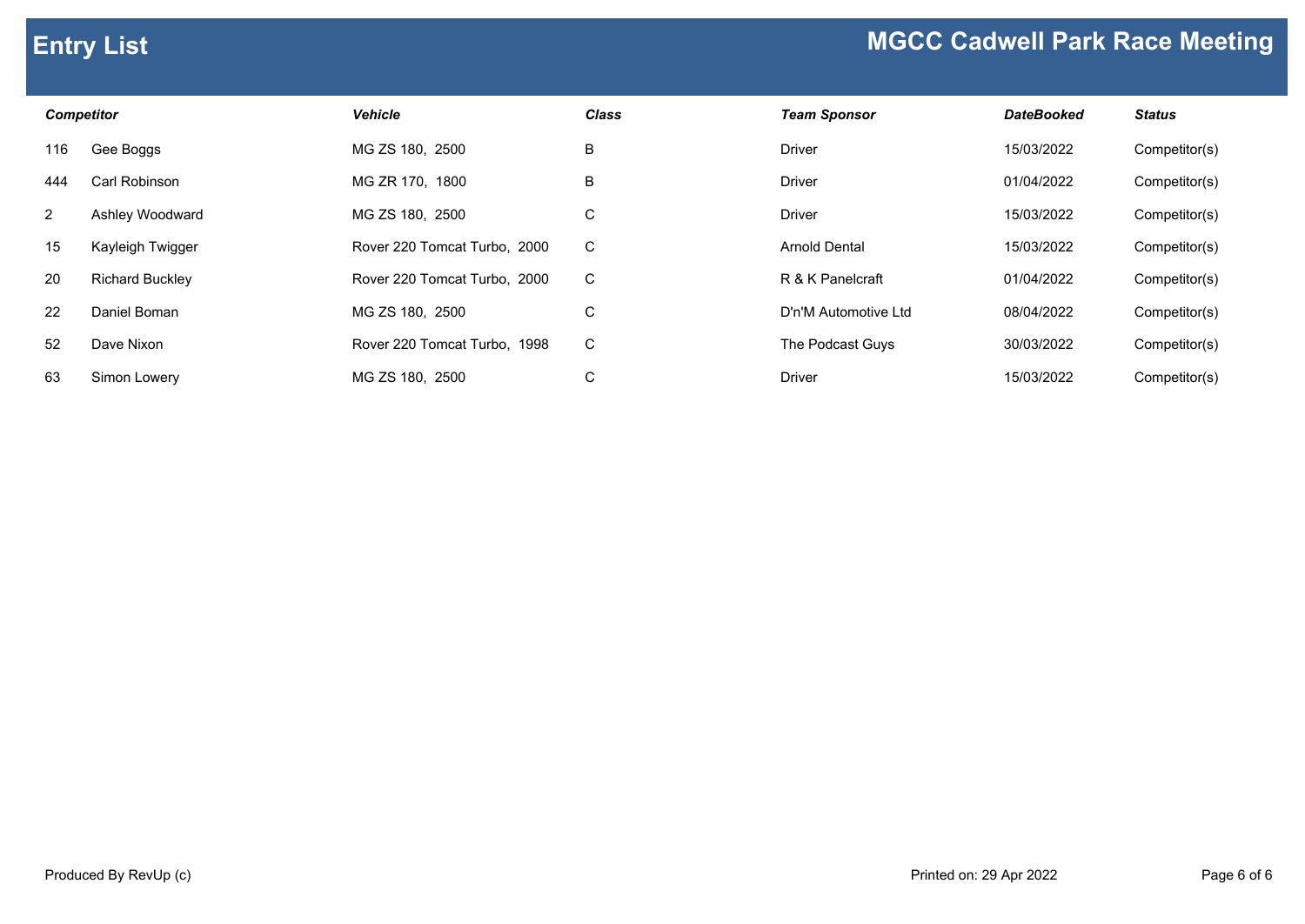# Entry List

## MGCC Cadwell Park Race Meeting

| *Competitor* | | *Vehicle* | *Class* | *Team Sponsor* | *DateBooked* | *Status* |
|---|---|---|---|---|---|---|
| 116 | Gee Boggs | MG ZS 180, 2500 | B | Driver | 15/03/2022 | Competitor(s) |
| 444 | Carl Robinson | MG ZR 170, 1800 | B | Driver | 01/04/2022 | Competitor(s) |
| 2 | Ashley Woodward | MG ZS 180, 2500 | C | Driver | 15/03/2022 | Competitor(s) |
| 15 | Kayleigh Twigger | Rover 220 Tomcat Turbo, 2000 | C | Arnold Dental | 15/03/2022 | Competitor(s) |
| 20 | Richard Buckley | Rover 220 Tomcat Turbo, 2000 | C | R & K Panelcraft | 01/04/2022 | Competitor(s) |
| 22 | Daniel Boman | MG ZS 180, 2500 | C | D'n'M Automotive Ltd | 08/04/2022 | Competitor(s) |
| 52 | Dave Nixon | Rover 220 Tomcat Turbo, 1998 | C | The Podcast Guys | 30/03/2022 | Competitor(s) |
| 63 | Simon Lowery | MG ZS 180, 2500 | C | Driver | 15/03/2022 | Competitor(s) |

Produced By RevUp (c)

Printed on: 29 Apr 2022